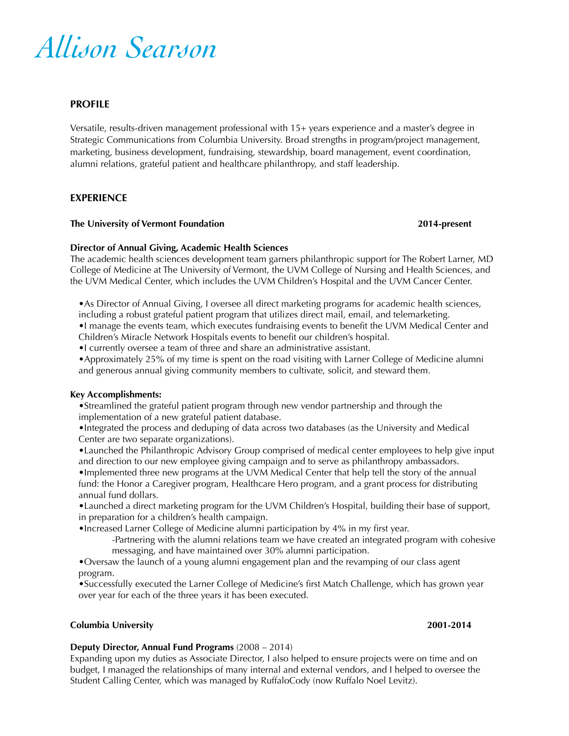# *Allison Searson*

## PROFILE

Versatile, results-driven management professional with 15+ years experience and a master's degree in Strategic Communications from Columbia University. Broad strengths in program/project management, marketing, business development, fundraising, stewardship, board management, event coordination, alumni relations, grateful patient and healthcare philanthropy, and staff leadership.

## EXPERIENCE

**The University of Vermont Foundation** **2014-present**

**Director of Annual Giving, Academic Health Sciences**
The academic health sciences development team garners philanthropic support for The Robert Larner, MD College of Medicine at The University of Vermont, the UVM College of Nursing and Health Sciences, and the UVM Medical Center, which includes the UVM Children's Hospital and the UVM Cancer Center.

- As Director of Annual Giving, I oversee all direct marketing programs for academic health sciences, including a robust grateful patient program that utilizes direct mail, email, and telemarketing.
- I manage the events team, which executes fundraising events to benefit the UVM Medical Center and Children's Miracle Network Hospitals events to benefit our children's hospital.
- I currently oversee a team of three and share an administrative assistant.
- Approximately 25% of my time is spent on the road visiting with Larner College of Medicine alumni and generous annual giving community members to cultivate, solicit, and steward them.

**Key Accomplishments:**

- Streamlined the grateful patient program through new vendor partnership and through the implementation of a new grateful patient database.
- Integrated the process and deduping of data across two databases (as the University and Medical Center are two separate organizations).
- Launched the Philanthropic Advisory Group comprised of medical center employees to help give input and direction to our new employee giving campaign and to serve as philanthropy ambassadors.
- Implemented three new programs at the UVM Medical Center that help tell the story of the annual fund: the Honor a Caregiver program, Healthcare Hero program, and a grant process for distributing annual fund dollars.
- Launched a direct marketing program for the UVM Children's Hospital, building their base of support, in preparation for a children's health campaign.
- Increased Larner College of Medicine alumni participation by 4% in my first year.
  - Partnering with the alumni relations team we have created an integrated program with cohesive messaging, and have maintained over 30% alumni participation.
- Oversaw the launch of a young alumni engagement plan and the revamping of our class agent program.
- Successfully executed the Larner College of Medicine's first Match Challenge, which has grown year over year for each of the three years it has been executed.

**Columbia University** **2001-2014**

**Deputy Director, Annual Fund Programs** (2008 – 2014)
Expanding upon my duties as Associate Director, I also helped to ensure projects were on time and on budget, I managed the relationships of many internal and external vendors, and I helped to oversee the Student Calling Center, which was managed by RuffaloCody (now Ruffalo Noel Levitz).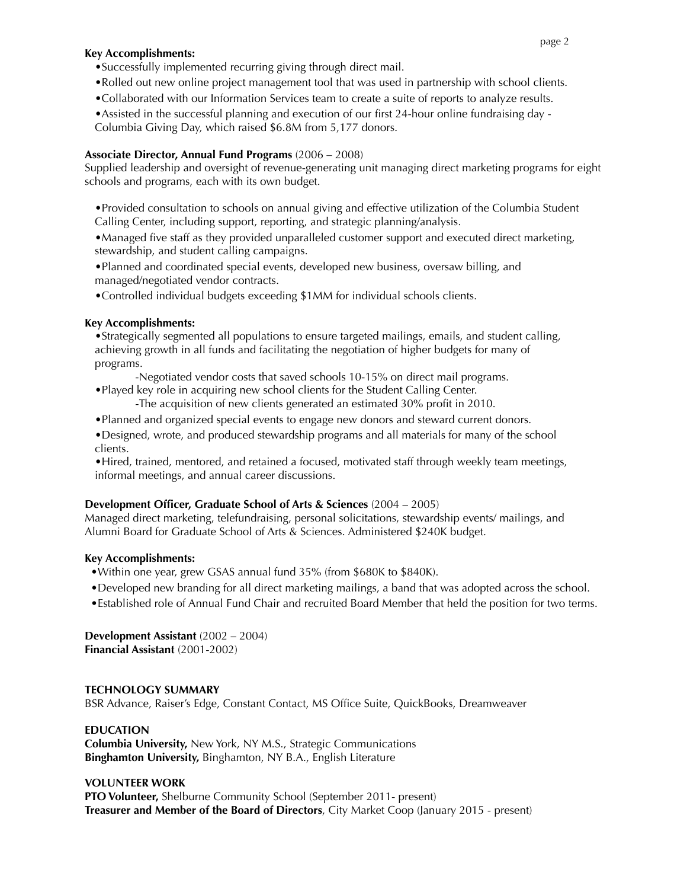**Key Accomplishments:**

- Successfully implemented recurring giving through direct mail.
- Rolled out new online project management tool that was used in partnership with school clients.
- Collaborated with our Information Services team to create a suite of reports to analyze results.
- Assisted in the successful planning and execution of our first 24-hour online fundraising day - Columbia Giving Day, which raised $6.8M from 5,177 donors.

**Associate Director, Annual Fund Programs** (2006 – 2008)

Supplied leadership and oversight of revenue-generating unit managing direct marketing programs for eight schools and programs, each with its own budget.

- Provided consultation to schools on annual giving and effective utilization of the Columbia Student Calling Center, including support, reporting, and strategic planning/analysis.
- Managed five staff as they provided unparalleled customer support and executed direct marketing, stewardship, and student calling campaigns.
- Planned and coordinated special events, developed new business, oversaw billing, and managed/negotiated vendor contracts.
- Controlled individual budgets exceeding $1MM for individual schools clients.

**Key Accomplishments:**

- Strategically segmented all populations to ensure targeted mailings, emails, and student calling, achieving growth in all funds and facilitating the negotiation of higher budgets for many of programs.
  - Negotiated vendor costs that saved schools 10-15% on direct mail programs.
- Played key role in acquiring new school clients for the Student Calling Center.
  - The acquisition of new clients generated an estimated 30% profit in 2010.
- Planned and organized special events to engage new donors and steward current donors.
- Designed, wrote, and produced stewardship programs and all materials for many of the school clients.
- Hired, trained, mentored, and retained a focused, motivated staff through weekly team meetings, informal meetings, and annual career discussions.

**Development Officer, Graduate School of Arts & Sciences** (2004 – 2005)

Managed direct marketing, telefundraising, personal solicitations, stewardship events/ mailings, and Alumni Board for Graduate School of Arts & Sciences. Administered $240K budget.

**Key Accomplishments:**

- Within one year, grew GSAS annual fund 35% (from $680K to $840K).
- Developed new branding for all direct marketing mailings, a band that was adopted across the school.
- Established role of Annual Fund Chair and recruited Board Member that held the position for two terms.

**Development Assistant** (2002 – 2004)
**Financial Assistant** (2001-2002)

**TECHNOLOGY SUMMARY**

BSR Advance, Raiser's Edge, Constant Contact, MS Office Suite, QuickBooks, Dreamweaver

**EDUCATION**

**Columbia University,** New York, NY M.S., Strategic Communications
**Binghamton University,** Binghamton, NY B.A., English Literature

**VOLUNTEER WORK**

**PTO Volunteer,** Shelburne Community School (September 2011- present)
**Treasurer and Member of the Board of Directors**, City Market Coop (January 2015 - present)